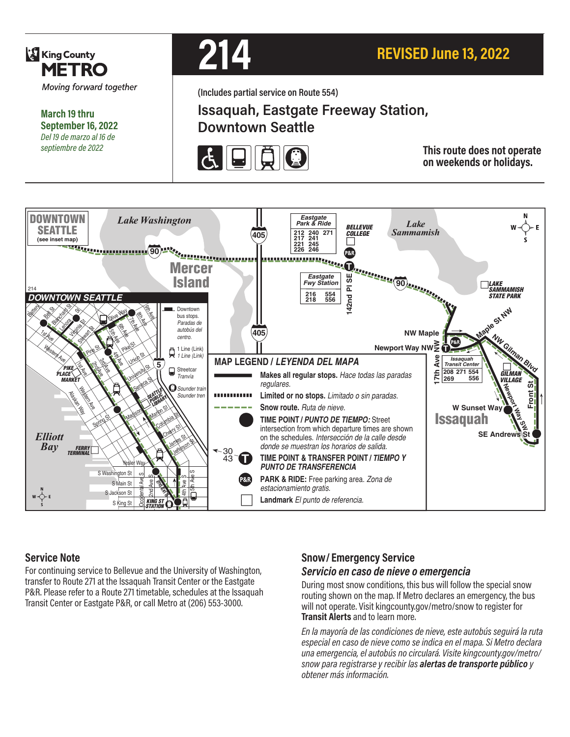King County METRO

*Moving forward together*

**March 19 thru September 16, 2022**

*Del 19 de marzo al 16 de septiembre de 2022*

# 214

## REVISED June 13, 2022

**(Includes partial service on Route 554)**

## Issaquah, Eastgate Freeway Station, Downtown Seattle

**This route does not operate on weekends or holidays.**

DOWNTOWN SEATTLE (see inset map)

Lake Washington

Mercer Island

Eastgate Park & Ride: 212, 217, 221, 226, 240, 241, 245, 246, 271

Eastgate Fwy Station: 216, 218, 554, 556

BELLEVUE COLLEGE

Lake Sammamish

LAKE SAMMAMISH STATE PARK

142nd Pl SE

NW Maple

Newport Way NW

17th Ave NW

Maple St NW

NW Gilman Blvd

Issaquah Transit Center: 208, 271, 554, 269, 556

GILMAN VILLAGE

W Sunset Way

Newport Way SW

Front St

SE Andrews St

Issaquah

DOWNTOWN SEATTLE

Battery St, Bell St, Blanchard St, Lenora St, Virginia St, Stewart St, Pine St, Pike St, Union St, University St, Seneca St, Spring St, Madison St, Marion St, Columbia St, Cherry St, James St, Jefferson St, Yesler Way, S Washington St, S Main St, S Jackson St, S King St, Olive Way, 1st Ave, 2nd Ave, 3rd Ave, 4th Ave, 5th Ave, 6th Ave, 7th Ave, 8th Ave, 9th Ave, Western Ave, Alaskan Way, Occidental Ave S, 2nd Ave S, 4th Ave S, 5th Ave S

PIKE PLACE MARKET, SEATTLE PUBLIC LIBRARY, FERRY TERMINAL, KING ST STATION, Elliott Bay

Downtown bus stops. *Paradas de autobús del centro.*

1 Line (Link) *1 Line (Link)*

Streetcar *Tranvía*

Sounder train *Sounder tren*

30, 43

### MAP LEGEND / *LEYENDA DEL MAPA*

- **Makes all regular stops.** *Hace todas las paradas regulares.*
- **Limited or no stops.** *Limitado o sin paradas.*
- **Snow route.** *Ruta de nieve.*
- **TIME POINT / *PUNTO DE TIEMPO:*** Street intersection from which departure times are shown on the schedules. *Intersección de la calle desde donde se muestran los horarios de salida.*
- **TIME POINT & TRANSFER POINT / *TIEMPO Y PUNTO DE TRANSFERENCIA***
- **PARK & RIDE:** Free parking area. *Zona de estacionamiento gratis.*
- **Landmark** *El punto de referencia.*

## Service Note

For continuing service to Bellevue and the University of Washington, transfer to Route 271 at the Issaquah Transit Center or the Eastgate P&R. Please refer to a Route 271 timetable, schedules at the Issaquah Transit Center or Eastgate P&R, or call Metro at (206) 553-3000.

## Snow/ Emergency Service

### *Servicio en caso de nieve o emergencia*

During most snow conditions, this bus will follow the special snow routing shown on the map. If Metro declares an emergency, the bus will not operate. Visit kingcounty.gov/metro/snow to register for **Transit Alerts** and to learn more.

*En la mayoría de las condiciones de nieve, este autobús seguirá la ruta especial en caso de nieve como se indica en el mapa. Si Metro declara una emergencia, el autobús no circulará. Visite kingcounty.gov/metro/snow para registrarse y recibir las* ***alertas de transporte público*** *y obtener más información.*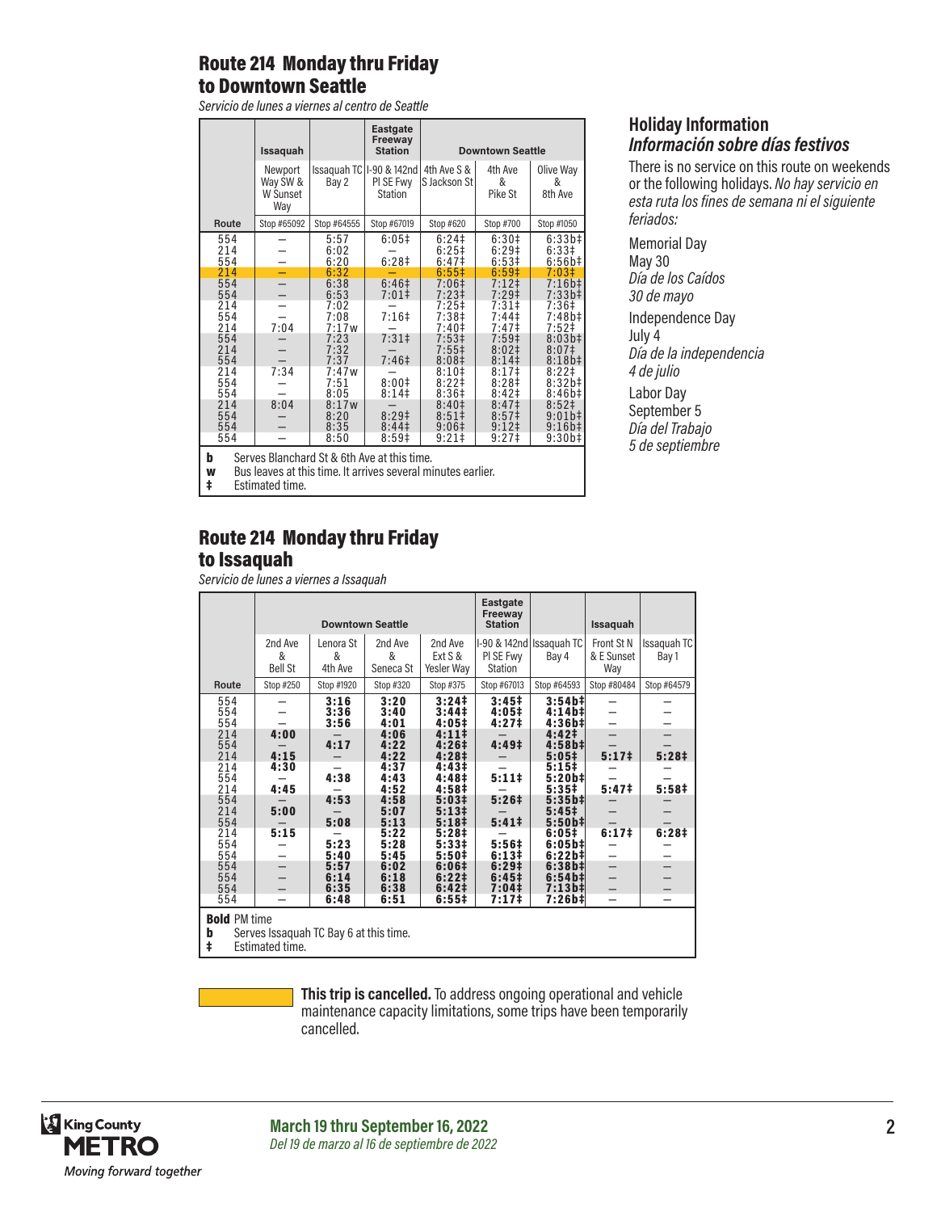## Route 214 Monday thru Friday to Downtown Seattle

*Servicio de lunes a viernes al centro de Seattle*

| | Issaquah | | Eastgate Freeway Station | Downtown Seattle | | |
|---|---|---|---|---|---|---|
| | Newport Way SW & W Sunset Way | Issaquah TC Bay 2 | I-90 & 142nd Pl SE Fwy Station | 4th Ave S & S Jackson St | 4th Ave & Pike St | Olive Way & 8th Ave |
| Route | Stop #65092 | Stop #64555 | Stop #67019 | Stop #620 | Stop #700 | Stop #1050 |
| 554 | — | 5:57 | 6:05‡ | 6:24‡ | 6:30‡ | 6:33b‡ |
| 214 | — | 6:02 | — | 6:25‡ | 6:29‡ | 6:33‡ |
| 554 | — | 6:20 | 6:28‡ | 6:47‡ | 6:53‡ | 6:56b‡ |
| 214 | — | 6:32 | — | 6:55‡ | 6:59‡ | 7:03‡ |
| 554 | — | 6:38 | 6:46‡ | 7:06‡ | 7:12‡ | 7:16b‡ |
| 554 | — | 6:53 | 7:01‡ | 7:23‡ | 7:29‡ | 7:33b‡ |
| 214 | — | 7:02 | — | 7:25‡ | 7:31‡ | 7:36‡ |
| 554 | — | 7:08 | 7:16‡ | 7:38‡ | 7:44‡ | 7:48b‡ |
| 214 | 7:04 | 7:17w | — | 7:40‡ | 7:47‡ | 7:52‡ |
| 554 | — | 7:23 | 7:31‡ | 7:53‡ | 7:59‡ | 8:03b‡ |
| 214 | — | 7:32 | — | 7:55‡ | 8:02‡ | 8:07‡ |
| 554 | — | 7:37 | 7:46‡ | 8:08‡ | 8:14‡ | 8:18b‡ |
| 214 | 7:34 | 7:47w | — | 8:10‡ | 8:17‡ | 8:22‡ |
| 554 | — | 7:51 | 8:00‡ | 8:22‡ | 8:28‡ | 8:32b‡ |
| 554 | — | 8:05 | 8:14‡ | 8:36‡ | 8:42‡ | 8:46b‡ |
| 214 | 8:04 | 8:17w | — | 8:40‡ | 8:47‡ | 8:52‡ |
| 554 | — | 8:20 | 8:29‡ | 8:51‡ | 8:57‡ | 9:01b‡ |
| 554 | — | 8:35 | 8:44‡ | 9:06‡ | 9:12‡ | 9:16b‡ |
| 554 | — | 8:50 | 8:59‡ | 9:21‡ | 9:27‡ | 9:30b‡ |

**b** Serves Blanchard St & 6th Ave at this time.
**w** Bus leaves at this time. It arrives several minutes earlier.
**‡** Estimated time.

## Holiday Information
## *Información sobre días festivos*

There is no service on this route on weekends or the following holidays. *No hay servicio en esta ruta los fines de semana ni el siguiente feriados:*

Memorial Day
May 30
*Día de los Caídos*
*30 de mayo*

Independence Day
July 4
*Día de la independencia*
*4 de julio*

Labor Day
September 5
*Día del Trabajo*
*5 de septiembre*

## Route 214 Monday thru Friday to Issaquah

*Servicio de lunes a viernes a Issaquah*

| | Downtown Seattle | | | | Eastgate Freeway Station | | Issaquah | |
|---|---|---|---|---|---|---|---|---|
| | 2nd Ave & Bell St | Lenora St & 4th Ave | 2nd Ave & Seneca St | 2nd Ave Ext S & Yesler Way | I-90 & 142nd Pl SE Fwy Station | Issaquah TC Bay 4 | Front St N & E Sunset Way | Issaquah TC Bay 1 |
| Route | Stop #250 | Stop #1920 | Stop #320 | Stop #375 | Stop #67013 | Stop #64593 | Stop #80484 | Stop #64579 |
| 554 | — | **3:16** | **3:20** | **3:24‡** | **3:45‡** | **3:54b‡** | — | — |
| 554 | — | **3:36** | **3:40** | **3:44‡** | **4:05‡** | **4:14b‡** | — | — |
| 554 | — | **3:56** | **4:01** | **4:05‡** | **4:27‡** | **4:36b‡** | — | — |
| 214 | **4:00** | — | **4:06** | **4:11‡** | — | **4:42‡** | — | — |
| 554 | — | **4:17** | **4:22** | **4:26‡** | **4:49‡** | **4:58b‡** | — | — |
| 214 | **4:15** | — | **4:22** | **4:28‡** | — | **5:05‡** | **5:17‡** | **5:28‡** |
| 214 | **4:30** | — | **4:37** | **4:43‡** | — | **5:15‡** | — | — |
| 554 | — | **4:38** | **4:43** | **4:48‡** | **5:11‡** | **5:20b‡** | — | — |
| 214 | **4:45** | — | **4:52** | **4:58‡** | — | **5:35‡** | **5:47‡** | **5:58‡** |
| 554 | — | **4:53** | **4:58** | **5:03‡** | **5:26‡** | **5:35b‡** | — | — |
| 214 | **5:00** | — | **5:07** | **5:13‡** | — | **5:45‡** | — | — |
| 554 | — | **5:08** | **5:13** | **5:18‡** | **5:41‡** | **5:50b‡** | — | — |
| 214 | **5:15** | — | **5:22** | **5:28‡** | — | **6:05‡** | **6:17‡** | **6:28‡** |
| 554 | — | **5:23** | **5:28** | **5:33‡** | **5:56‡** | **6:05b‡** | — | — |
| 554 | — | **5:40** | **5:45** | **5:50‡** | **6:13‡** | **6:22b‡** | — | — |
| 554 | — | **5:57** | **6:02** | **6:06‡** | **6:29‡** | **6:38b‡** | — | — |
| 554 | — | **6:14** | **6:18** | **6:22‡** | **6:45‡** | **6:54b‡** | — | — |
| 554 | — | **6:35** | **6:38** | **6:42‡** | **7:04‡** | **7:13b‡** | — | — |
| 554 | — | **6:48** | **6:51** | **6:55‡** | **7:17‡** | **7:26b‡** | — | — |

**Bold** PM time
**b** Serves Issaquah TC Bay 6 at this time.
**‡** Estimated time.

**This trip is cancelled.** To address ongoing operational and vehicle maintenance capacity limitations, some trips have been temporarily cancelled.

King County METRO
*Moving forward together*

**March 19 thru September 16, 2022**
*Del 19 de marzo al 16 de septiembre de 2022*